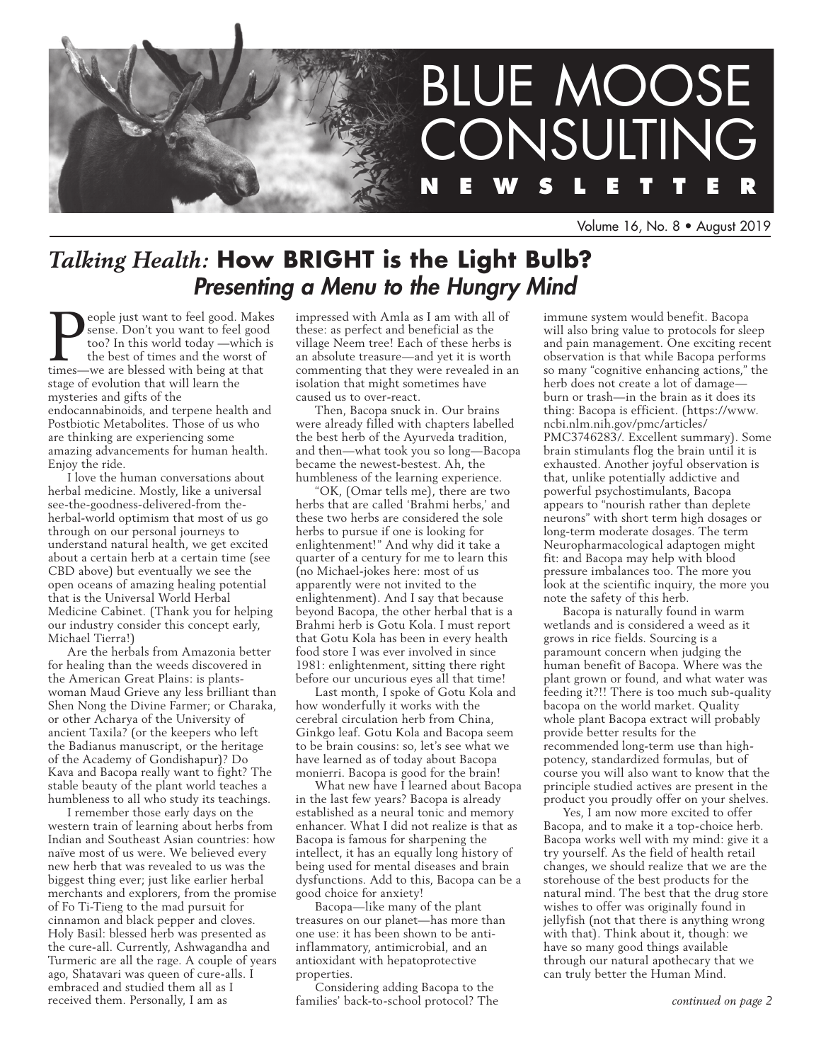# BLUE MOOSE CONSULTING NEWSLETTER

Volume 16, No. 8 • August 2019

## *Talking Health:* **How BRIGHT is the Light Bulb?**
### *Presenting a Menu to the Hungry Mind*

People just want to feel good. Makes sense. Don't you want to feel good too? In this world today —which is the best of times and the worst of times—we are blessed with being at that stage of evolution that will learn the mysteries and gifts of the endocannabinoids, and terpene health and Postbiotic Metabolites. Those of us who are thinking are experiencing some amazing advancements for human health. Enjoy the ride.

I love the human conversations about herbal medicine. Mostly, like a universal see-the-goodness-delivered-from the-herbal-world optimism that most of us go through on our personal journeys to understand natural health, we get excited about a certain herb at a certain time (see CBD above) but eventually we see the open oceans of amazing healing potential that is the Universal World Herbal Medicine Cabinet. (Thank you for helping our industry consider this concept early, Michael Tierra!)

Are the herbals from Amazonia better for healing than the weeds discovered in the American Great Plains: is plants-woman Maud Grieve any less brilliant than Shen Nong the Divine Farmer; or Charaka, or other Acharya of the University of ancient Taxila? (or the keepers who left the Badianus manuscript, or the heritage of the Academy of Gondishapur)? Do Kava and Bacopa really want to fight? The stable beauty of the plant world teaches a humbleness to all who study its teachings.

I remember those early days on the western train of learning about herbs from Indian and Southeast Asian countries: how naïve most of us were. We believed every new herb that was revealed to us was the biggest thing ever; just like earlier herbal merchants and explorers, from the promise of Fo Ti-Tieng to the mad pursuit for cinnamon and black pepper and cloves. Holy Basil: blessed herb was presented as the cure-all. Currently, Ashwagandha and Turmeric are all the rage. A couple of years ago, Shatavari was queen of cure-alls. I embraced and studied them all as I received them. Personally, I am as impressed with Amla as I am with all of these: as perfect and beneficial as the village Neem tree! Each of these herbs is an absolute treasure—and yet it is worth commenting that they were revealed in an isolation that might sometimes have caused us to over-react.

Then, Bacopa snuck in. Our brains were already filled with chapters labelled the best herb of the Ayurveda tradition, and then—what took you so long—Bacopa became the newest-bestest. Ah, the humbleness of the learning experience.

"OK, (Omar tells me), there are two herbs that are called 'Brahmi herbs,' and these two herbs are considered the sole herbs to pursue if one is looking for enlightenment!" And why did it take a quarter of a century for me to learn this (no Michael-jokes here: most of us apparently were not invited to the enlightenment). And I say that because beyond Bacopa, the other herbal that is a Brahmi herb is Gotu Kola. I must report that Gotu Kola has been in every health food store I was ever involved in since 1981: enlightenment, sitting there right before our uncurious eyes all that time!

Last month, I spoke of Gotu Kola and how wonderfully it works with the cerebral circulation herb from China, Ginkgo leaf. Gotu Kola and Bacopa seem to be brain cousins: so, let's see what we have learned as of today about Bacopa monierri. Bacopa is good for the brain!

What new have I learned about Bacopa in the last few years? Bacopa is already established as a neural tonic and memory enhancer. What I did not realize is that as Bacopa is famous for sharpening the intellect, it has an equally long history of being used for mental diseases and brain dysfunctions. Add to this, Bacopa can be a good choice for anxiety!

Bacopa—like many of the plant treasures on our planet—has more than one use: it has been shown to be anti-inflammatory, antimicrobial, and an antioxidant with hepatoprotective properties.

Considering adding Bacopa to the families' back-to-school protocol? The immune system would benefit. Bacopa will also bring value to protocols for sleep and pain management. One exciting recent observation is that while Bacopa performs so many "cognitive enhancing actions," the herb does not create a lot of damage—burn or trash—in the brain as it does its thing: Bacopa is efficient. (https://www.ncbi.nlm.nih.gov/pmc/articles/PMC3746283/. Excellent summary). Some brain stimulants flog the brain until it is exhausted. Another joyful observation is that, unlike potentially addictive and powerful psychostimulants, Bacopa appears to "nourish rather than deplete neurons" with short term high dosages or long-term moderate dosages. The term Neuropharmacological adaptogen might fit: and Bacopa may help with blood pressure imbalances too. The more you look at the scientific inquiry, the more you note the safety of this herb.

Bacopa is naturally found in warm wetlands and is considered a weed as it grows in rice fields. Sourcing is a paramount concern when judging the human benefit of Bacopa. Where was the plant grown or found, and what water was feeding it?!! There is too much sub-quality bacopa on the world market. Quality whole plant Bacopa extract will probably provide better results for the recommended long-term use than high-potency, standardized formulas, but of course you will also want to know that the principle studied actives are present in the product you proudly offer on your shelves.

Yes, I am now more excited to offer Bacopa, and to make it a top-choice herb. Bacopa works well with my mind: give it a try yourself. As the field of health retail changes, we should realize that we are the storehouse of the best products for the natural mind. The best that the drug store wishes to offer was originally found in jellyfish (not that there is anything wrong with that). Think about it, though: we have so many good things available through our natural apothecary that we can truly better the Human Mind.

*continued on page 2*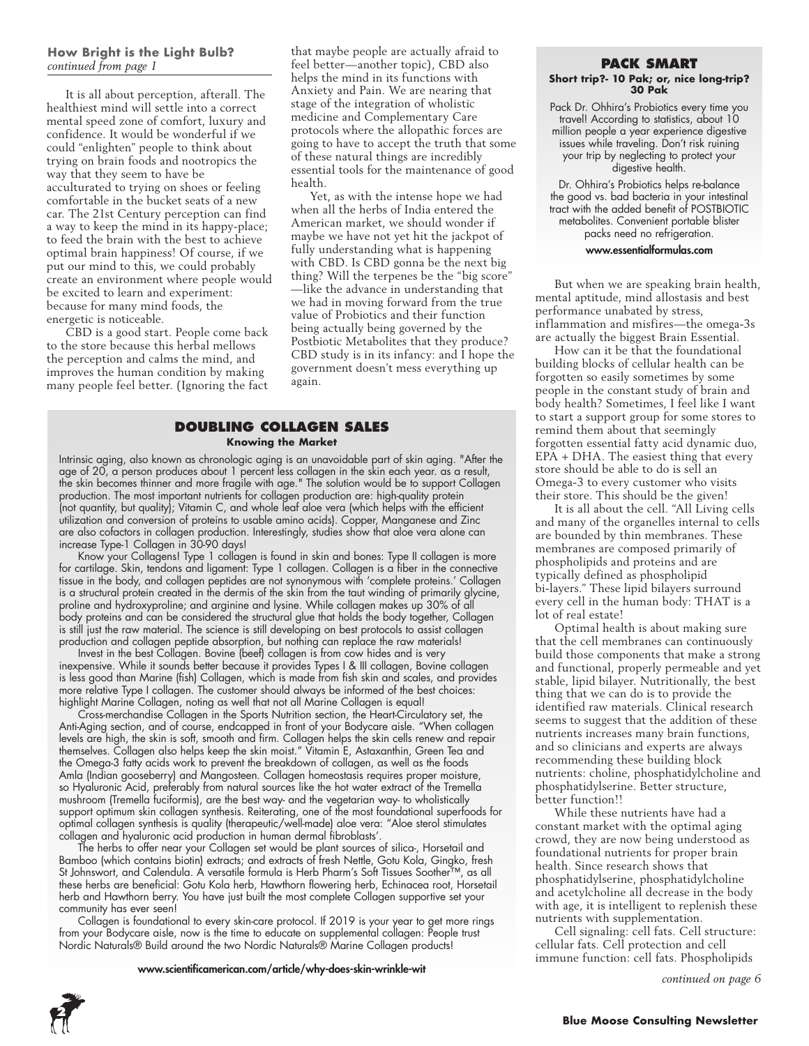**How Bright is the Light Bulb?**
*continued from page 1*

It is all about perception, afterall. The healthiest mind will settle into a correct mental speed zone of comfort, luxury and confidence. It would be wonderful if we could "enlighten" people to think about trying on brain foods and nootropics the way that they seem to have be acculturated to trying on shoes or feeling comfortable in the bucket seats of a new car. The 21st Century perception can find a way to keep the mind in its happy-place; to feed the brain with the best to achieve optimal brain happiness! Of course, if we put our mind to this, we could probably create an environment where people would be excited to learn and experiment: because for many mind foods, the energetic is noticeable.

CBD is a good start. People come back to the store because this herbal mellows the perception and calms the mind, and improves the human condition by making many people feel better. (Ignoring the fact that maybe people are actually afraid to feel better—another topic), CBD also helps the mind in its functions with Anxiety and Pain. We are nearing that stage of the integration of wholistic medicine and Complementary Care protocols where the allopathic forces are going to have to accept the truth that some of these natural things are incredibly essential tools for the maintenance of good health.

Yet, as with the intense hope we had when all the herbs of India entered the American market, we should wonder if maybe we have not yet hit the jackpot of fully understanding what is happening with CBD. Is CBD gonna be the next big thing? Will the terpenes be the "big score" —like the advance in understanding that we had in moving forward from the true value of Probiotics and their function being actually being governed by the Postbiotic Metabolites that they produce? CBD study is in its infancy: and I hope the government doesn't mess everything up again.

## DOUBLING COLLAGEN SALES

**Knowing the Market**

Intrinsic aging, also known as chronologic aging is an unavoidable part of skin aging. "After the age of 20, a person produces about 1 percent less collagen in the skin each year. as a result, the skin becomes thinner and more fragile with age." The solution would be to support Collagen production. The most important nutrients for collagen production are: high-quality protein (not quantity, but quality); Vitamin C, and whole leaf aloe vera (which helps with the efficient utilization and conversion of proteins to usable amino acids). Copper, Manganese and Zinc are also cofactors in collagen production. Interestingly, studies show that aloe vera alone can increase Type-1 Collagen in 30-90 days!

Know your Collagens! Type 1 collagen is found in skin and bones: Type II collagen is more for cartilage. Skin, tendons and ligament: Type 1 collagen. Collagen is a fiber in the connective tissue in the body, and collagen peptides are not synonymous with 'complete proteins.' Collagen is a structural protein created in the dermis of the skin from the taut winding of primarily glycine, proline and hydroxyproline; and arginine and lysine. While collagen makes up 30% of all body proteins and can be considered the structural glue that holds the body together, Collagen is still just the raw material. The science is still developing on best protocols to assist collagen production and collagen peptide absorption, but nothing can replace the raw materials!

Invest in the best Collagen. Bovine (beef) collagen is from cow hides and is very inexpensive. While it sounds better because it provides Types I & III collagen, Bovine collagen is less good than Marine (fish) Collagen, which is made from fish skin and scales, and provides more relative Type I collagen. The customer should always be informed of the best choices: highlight Marine Collagen, noting as well that not all Marine Collagen is equal!

Cross-merchandise Collagen in the Sports Nutrition section, the Heart-Circulatory set, the Anti-Aging section, and of course, endcapped in front of your Bodycare aisle. "When collagen levels are high, the skin is soft, smooth and firm. Collagen helps the skin cells renew and repair themselves. Collagen also helps keep the skin moist." Vitamin E, Astaxanthin, Green Tea and the Omega-3 fatty acids work to prevent the breakdown of collagen, as well as the foods Amla (Indian gooseberry) and Mangosteen. Collagen homeostasis requires proper moisture, so Hyaluronic Acid, preferably from natural sources like the hot water extract of the Tremella mushroom (Tremella fuciformis), are the best way- and the vegetarian way- to wholistically support optimum skin collagen synthesis. Reiterating, one of the most foundational superfoods for optimal collagen synthesis is quality (therapeutic/well-made) aloe vera: "Aloe sterol stimulates collagen and hyaluronic acid production in human dermal fibroblasts'.

The herbs to offer near your Collagen set would be plant sources of silica-, Horsetail and Bamboo (which contains biotin) extracts; and extracts of fresh Nettle, Gotu Kola, Gingko, fresh St Johnswort, and Calendula. A versatile formula is Herb Pharm's Soft Tissues Soother™, as all these herbs are beneficial: Gotu Kola herb, Hawthorn flowering herb, Echinacea root, Horsetail herb and Hawthorn berry. You have just built the most complete Collagen supportive set your community has ever seen!

Collagen is foundational to every skin-care protocol. If 2019 is your year to get more rings from your Bodycare aisle, now is the time to educate on supplemental collagen: People trust Nordic Naturals® Build around the two Nordic Naturals® Marine Collagen products!

www.scientificamerican.com/article/why-does-skin-wrinkle-wit

## PACK SMART

**Short trip?- 10 Pak; or, nice long-trip? 30 Pak**

Pack Dr. Ohhira's Probiotics every time you travel! According to statistics, about 10 million people a year experience digestive issues while traveling. Don't risk ruining your trip by neglecting to protect your digestive health.

Dr. Ohhira's Probiotics helps re-balance the good vs. bad bacteria in your intestinal tract with the added benefit of POSTBIOTIC metabolites. Convenient portable blister packs need no refrigeration.

**www.essentialformulas.com**

But when we are speaking brain health, mental aptitude, mind allostasis and best performance unabated by stress, inflammation and misfires—the omega-3s are actually the biggest Brain Essential.

How can it be that the foundational building blocks of cellular health can be forgotten so easily sometimes by some people in the constant study of brain and body health? Sometimes, I feel like I want to start a support group for some stores to remind them about that seemingly forgotten essential fatty acid dynamic duo, EPA + DHA. The easiest thing that every store should be able to do is sell an Omega-3 to every customer who visits their store. This should be the given!

It is all about the cell. "All Living cells and many of the organelles internal to cells are bounded by thin membranes. These membranes are composed primarily of phospholipids and proteins and are typically defined as phospholipid bi-layers." These lipid bilayers surround every cell in the human body: THAT is a lot of real estate!

Optimal health is about making sure that the cell membranes can continuously build those components that make a strong and functional, properly permeable and yet stable, lipid bilayer. Nutritionally, the best thing that we can do is to provide the identified raw materials. Clinical research seems to suggest that the addition of these nutrients increases many brain functions, and so clinicians and experts are always recommending these building block nutrients: choline, phosphatidylcholine and phosphatidylserine. Better structure, better function!!

While these nutrients have had a constant market with the optimal aging crowd, they are now being understood as foundational nutrients for proper brain health. Since research shows that phosphatidylserine, phosphatidylcholine and acetylcholine all decrease in the body with age, it is intelligent to replenish these nutrients with supplementation.

Cell signaling: cell fats. Cell structure: cellular fats. Cell protection and cell immune function: cell fats. Phospholipids

*continued on page 6*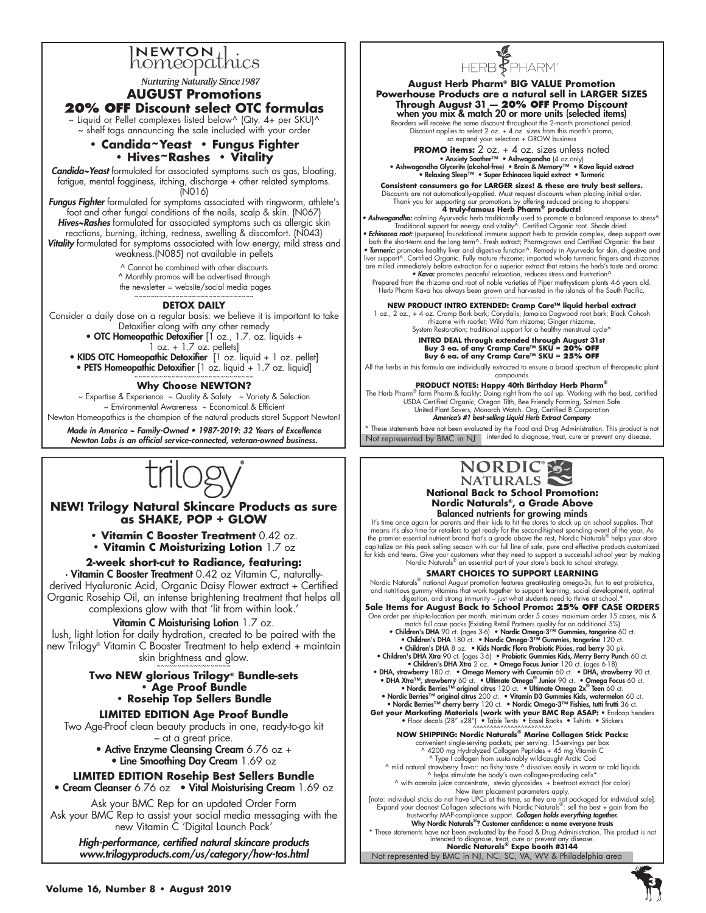# NEWTON homeopathics

*Nurturing Naturally Since 1987*

## AUGUST Promotions

## 20% OFF Discount select OTC formulas

~ Liquid or Pellet complexes listed below^ (Qty. 4+ per SKU)^
~ shelf tags announcing the sale included with your order

**• Candida~Yeast • Fungus Fighter**
**• Hives~Rashes • Vitality**

***Candida~Yeast*** formulated for associated symptoms such as gas, bloating, fatigue, mental fogginess, itching, discharge + other related symptoms. (N016)

***Fungus Fighter*** formulated for symptoms associated with ringworm, athlete's foot and other fungal conditions of the nails, scalp & skin. (N067)

***Hives~Rashes*** formulated for associated symptoms such as allergic skin reactions, burning, itching, redness, swelling & discomfort. (N043)

***Vitality*** formulated for symptoms associated with low energy, mild stress and weakness.(N085) not available in pellets

^ Cannot be combined with other discounts
^ Monthly promos will be advertised through the newsletter = website/social media pages

~~~~~~~~~~~~~~~~~~~~~~~~~~~~~~

### DETOX DAILY

Consider a daily dose on a regular basis: we believe it is important to take Detoxifier along with any other remedy

- **OTC Homeopathic Detoxifier** [1 oz., 1.7. oz. liquids + 1 oz. + 1.7 oz. pellets]
- **KIDS OTC Homeopathic Detoxifier** [1 oz. liquid + 1 oz. pellet]
- **PETS Homeopathic Detoxifier** [1 oz. liquid + 1.7 oz. liquid]

~~~~~~~~~~~~~~~~~~~~~~~~~~~~~~

### Why Choose NEWTON?

~ Expertise & Experience ~ Quality & Safety ~ Variety & Selection
~ Environmental Awareness ~ Economical & Efficient

Newton Homeopathics is the champion of the natural products store! Support Newton!

***Made in America ~ Family-Owned • 1987-2019: 32 Years of Excellence***
***Newton Labs is an official service-connected, veteran-owned business.***

---

# HERB PHARM®

### August Herb Pharm® BIG VALUE Promotion
### Powerhouse Products are a natural sell in LARGER SIZES
### Through August 31 — 20% OFF Promo Discount
### when you mix & match 20 or more units (selected items)

Reorders will receive the same discount throughout the 2-month promotional period. Discount applies to select 2 oz. + 4 oz. sizes from this month's promo, so expand your selection + GROW business

**PROMO items:** 2 oz. + 4 oz. sizes unless noted

• Anxiety Soother™ • Ashwagandha (4 oz.only)
• Ashwagandha Glycerite (alcohol-free) • Brain & Memory™ • Kava liquid extract
• Relaxing Sleep™ • Super Echinacea liquid extract • Turmeric

**Consistent consumers go for LARGER sizes! & these are truly best sellers.**

Discounts are not automatically-applied. Must request discounts when placing initial order. Thank you for supporting our promotions by offering reduced pricing to shoppers!

**4 truly-famous Herb Pharm® products!**

***• Ashwagandha:*** calming Ayurvedic herb traditionally used to promote a balanced response to stress^. Traditional support for energy and vitality^. Certified Organic root. Shade dried.

***• Echinacea root:*** (purpurea) foundational immune support herb to provide complex, deep support over both the short-term and the long term^. Fresh extract; Pharm-grown and Certified Organic: the best

***• Turmeric:*** promotes healthy liver and digestive function^. Remedy in Ayurveda for skin, digestive and liver support^. Certified Organic. Fully mature rhizome; imported whole turmeric fingers and rhizomes are milled immediately before extraction for a superior extract that retains the herb's taste and aroma

***• Kava:*** promotes peaceful relaxation, reduces stress and frustration^

Prepared from the rhizome and root of noble varieties of Piper methysticum plants 4-6 years old. Herb Pharm Kava has always been grown and harvested in the islands of the South Pacific.

~~~~~~~~~~~~~~~~~~

**NEW PRODUCT INTRO EXTENDED: Cramp Care™ liquid herbal extract**

1 oz., 2 oz., + 4 oz. Cramp Bark bark; Corydalis; Jamaica Dogwood root bark; Black Cohosh rhizome with rootlet; Wild Yam rhizome; Ginger rhizome.
System Restoration: traditional support for a healthy menstrual cycle^

**INTRO DEAL through extended through August 31st**
**Buy 3 ea. of any Cramp Care™ SKU = 20% OFF**
**Buy 6 ea. of any Cramp Care™ SKU = 25% OFF**

All the herbs in this formula are individually extracted to ensure a broad spectrum of therapeutic plant compounds

**PRODUCT NOTES: Happy 40th Birthday Herb Pharm®**

The Herb Pharm® farm Pharm & facility: Doing right from the soil up. Working with the best, certified USDA Certified Organic, Oregon Tilth, Bee Friendly Farming, Salmon Safe United Plant Savers, Monarch Watch. Org, Certified B Corporation
***America's #1 best-selling Liquid Herb Extract Company***

* These statements have not been evaluated by the Food and Drug Administration. This product is not intended to diagnose, treat, cure or prevent any disease.

Not represented by BMC in NJ

---

# trilogy®

### NEW! Trilogy Natural Skincare Products as sure as SHAKE, POP + GLOW

- **Vitamin C Booster Treatment** 0.42 oz.
- **Vitamin C Moisturizing Lotion** 1.7 oz

**2-week short-cut to Radiance, featuring:**

• **Vitamin C Booster Treatment** 0.42 oz Vitamin C, naturally-derived Hyaluronic Acid, Organic Daisy Flower extract + Certified Organic Rosehip Oil, an intense brightening treatment that helps all complexions glow with that 'lit from within look.'

**Vitamin C Moisturising Lotion** 1.7 oz.

lush, light lotion for daily hydration, created to be paired with the new Trilogy® Vitamin C Booster Treatment to help extend + maintain skin brightness and glow.

~~~~~~~~~~~~~~~~

**Two NEW glorious Trilogy® Bundle-sets**
**• Age Proof Bundle**
**• Rosehip Top Sellers Bundle**

**LIMITED EDITION Age Proof Bundle**

Two Age-Proof clean beauty products in one, ready-to-go kit – at a great price.

- **Active Enzyme Cleansing Cream** 6.76 oz +
- **Line Smoothing Day Cream** 1.69 oz

**LIMITED EDITION Rosehip Best Sellers Bundle**

• **Cream Cleanser** 6.76 oz • **Vital Moisturising Cream** 1.69 oz

Ask your BMC Rep for an updated Order Form
Ask your BMC Rep to assist your social media messaging with the new Vitamin C 'Digital Launch Pack'

***High-performance, certified natural skincare products***
***www.trilogyproducts.com/us/category/how-tos.html***

---

# NORDIC NATURALS

### National Back to School Promotion: Nordic Naturals®, a Grade Above

**Balanced nutrients for growing minds**

It's time once again for parents and their kids to hit the stores to stock up on school supplies. That means it's also time for retailers to get ready for the second-highest spending event of the year, As the premier essential nutrient brand that's a grade above the rest, Nordic Naturals® helps your store capitalize on this peak selling season with our full line of safe, pure and effective products customized for kids and teens. Give your customers what they need to support a successful school year by making Nordic Naturals® an essential part of your store's back to school strategy.

**SMART CHOICES TO SUPPORT LEARNING**

Nordic Naturals® national August promotion features great-tasting omega-3s, fun to eat probiotics, and nutritious gummy vitamins that work together to support learning, social development, optimal digestion, and strong immunity – just what students need to thrive at school.*

**Sale Items for August Back to School Promo: 25% OFF CASE ORDERS**

One order per ship-to-location per month. minimum order 5 cases- maximum order 15 cases, mix & match full case packs (Existing Retail Partners quality for an additional 5%)

• **Children's DHA** 90 ct. (ages 3-6) • **Nordic Omega-3™ Gummies, tangerine** 60 ct.
• **Children's DHA** 180 ct. • **Nordic Omega-3™ Gummies, tangerine** 120 ct.
• **Children's DHA** 8 oz. • **Kids Nordic Flora Probiotic Pixies, red berry** 30 pk.
• **Children's DHA Xtra** 90 ct. (ages 3-6) • **Probiotic Gummies Kids, Merry Berry Punch** 60 ct.
• **Children's DHA Xtra** 2 oz. • **Omega Focus Junior** 120 ct. (ages 6-18)
• **DHA, strawberry** 180 ct. • **Omega Memory with Curcumin** 60 ct. • **DHA, strawberry** 90 ct.
• **DHA Xtra™, strawberry** 60 ct. • **Ultimate Omega® Junior** 90 ct. • **Omega Focus** 60 ct.
• **Nordic Berries™ original citrus** 120 ct. • **Ultimate Omega 2x® Teen** 60 ct.
• **Nordic Berries™ original citrus** 200 ct. • **Vitamin D3 Gummies Kids, watermelon** 60 ct.
• **Nordic Berries™ cherry berry** 120 ct. • **Nordic Omega-3™ Fishies, tutti frutti** 36 ct.

**Get your Marketing Materials (work with your BMC Rep ASAP:** • Endcap headers • Floor decals (28" x28") • Table Tents • Easel Backs • T-shirts • Stickers

^^^^^^^^^^^^^^^^^^^^^^

**NOW SHIPPING: Nordic Naturals® Marine Collagen Stick Packs:**

convenient single-serving packets; per serving. 15-servings per box
^ 4200 mg Hydrolyzed Collagen Peptides + 45 mg Vitamin C
^ Type I collagen from sustainably wild-caught Arctic Cod
^ mild natural strawberry flavor: no fishy taste ^ dissolves easily in warm or cold liquids
^ helps stimulate the body's own collagen-producing cells*
^ with acerola juice concentrate, stevia glycosides + beetroot extract (for color)

New item placement parameters apply.

[note: individual sticks do not have UPCs at this time, so they are not packaged for individual sale]. Expand your cleanest Collagen selections with Nordic Naturals®: sell the best + gain from the trustworthy MAP-compliance support. ***Collagen holds everything together.***

**Why Nordic Naturals®? Customer confidence: a name everyone trusts**

* These statements have not been evaluated by the Food & Drug Administration. This product is not intended to diagnose, treat, cure or prevent any disease.

**Nordic Naturals® Expo booth #3144**

Not represented by BMC in NJ, NC, SC, VA, WV & Philadelphia area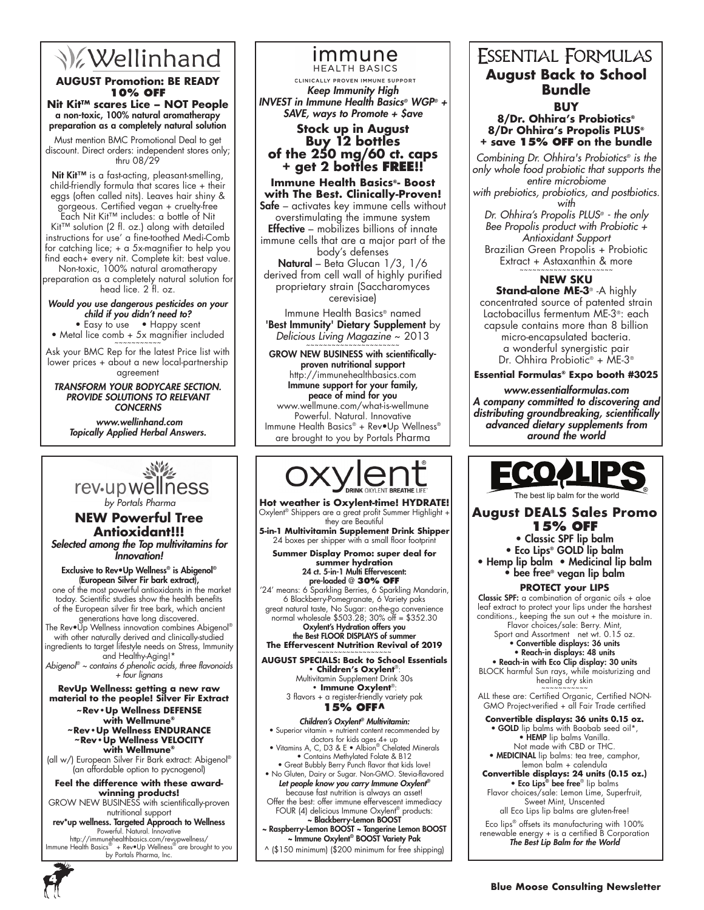# Wellinhand

**AUGUST Promotion: BE READY**
**10% OFF**

**Nit Kit™ scares Lice – NOT People**
**a non-toxic, 100% natural aromatherapy preparation as a completely natural solution**

Must mention BMC Promotional Deal to get discount. Direct orders: independent stores only; thru 08/29

**Nit Kit™** is a fast-acting, pleasant-smelling, child-friendly formula that scares lice + their eggs (often called nits). Leaves hair shiny & gorgeous. Certified vegan + cruelty-free Each Nit Kit™ includes: a bottle of Nit Kit™ solution (2 fl. oz.) along with detailed instructions for use' a fine-toothed Medi-Comb for catching lice; + a 5x-magnifier to help you find each+ every nit. Complete kit: best value. Non-toxic, 100% natural aromatherapy preparation as a completely natural solution for head lice. 2 fl. oz.

***Would you use dangerous pesticides on your child if you didn't need to?***

- Easy to use • Happy scent
- Metal lice comb + 5x magnifier included

~~~~~~~~~~~

Ask your BMC Rep for the latest Price list with lower prices + about a new local-partnership agreement

***TRANSFORM YOUR BODYCARE SECTION. PROVIDE SOLUTIONS TO RELEVANT CONCERNS***

***www.wellinhand.com***
***Topically Applied Herbal Answers.***

# immune HEALTH BASICS

CLINICALLY PROVEN IMMUNE SUPPORT

***Keep Immunity High***
***INVEST in Immune Health Basics® WGP® + SAVE, ways to Promote + $ave***

**Stock up in August**
**Buy 12 bottles of the 250 mg/60 ct. caps + get 2 bottles FREE!!**

**Immune Health Basics®- Boost with The Best. Clinically-Proven!**

**Safe** – activates key immune cells without overstimulating the immune system

**Effective** – mobilizes billions of innate immune cells that are a major part of the body's defenses

**Natural** – Beta Glucan 1/3, 1/6 derived from cell wall of highly purified proprietary strain (Saccharomyces cerevisiae)

Immune Health Basics® named **'Best Immunity' Dietary Supplement** by *Delicious Living Magazine* ~ 2013

~~~~~~~~~~~~~~~~~~~~~~

**GROW NEW BUSINESS with scientifically-proven nutritional support**
http://immunehealthbasics.com
**Immune support for your family, peace of mind for you**
www.wellmune.com/what-is-wellmune
Powerful. Natural. Innovative
Immune Health Basics® + Rev•Up Wellness® are brought to you by Portals Pharma

# ESSENTIAL FORMULAS

## August Back to School Bundle

**BUY**
**8/Dr. Ohhira's Probiotics®**
**8/Dr Ohhira's Propolis PLUS®**
**+ save 15% OFF on the bundle**

*Combining Dr. Ohhira's Probiotics® is the only whole food probiotic that supports the entire microbiome with prebiotics, probiotics, and postbiotics. with*

*Dr. Ohhira's Propolis PLUS® - the only Bee Propolis product with Probiotic + Antioxidant Support*

Brazilian Green Propolis + Probiotic Extract + Astaxanthin & more

~~~~~~~~~~~~~~~~~~~~~~

**NEW SKU**

**Stand-alone ME-3®** -A highly concentrated source of patented strain Lactobacillus fermentum ME-3®: each capsule contains more than 8 billion micro-encapsulated bacteria. a wonderful synergistic pair Dr. Ohhira Probiotic® + ME-3®

**Essential Formulas® Expo booth #3025**

***www.essentialformulas.com***
***A company committed to discovering and distributing groundbreaking, scientifically advanced dietary supplements from around the world***

# rev•up wellness

*by Portals Pharma*

## NEW Powerful Tree Antioxidant!!!

***Selected among the Top multivitamins for Innovation!***

**Exclusive to Rev•Up Wellness® is Abigenol® (European Silver Fir bark extract),**
one of the most powerful antioxidants in the market today. Scientific studies show the health benefits of the European silver fir tree bark, which ancient generations have long discovered. The Rev•Up Wellness innovation combines Abigenol® with other naturally derived and clinically-studied ingredients to target lifestyle needs on Stress, Immunity and Healthy-Aging!*

*Abigenol® ~ contains 6 phenolic acids, three flavonoids + four lignans*

**RevUp Wellness: getting a new raw material to the people! Silver Fir Extract**

**~Rev•Up Wellness DEFENSE with Wellmune®**
**~Rev•Up Wellness ENDURANCE**
**~Rev•Up Wellness VELOCITY with Wellmune®**

(all w/) European Silver Fir Bark extract: Abigenol® (an affordable option to pycnogenol)

**Feel the difference with these award-winning products!**

GROW NEW BUSINESS with scientifically-proven nutritional support

**rev*up wellness. Targeted Approach to Wellness**
Powerful. Natural. Innovative
http://immunehealthbasics.com/revupwellness/
Immune Health Basics® + Rev•Up Wellness® are brought to you by Portals Pharma, Inc.

# oxylent®

DRINK OXYLENT BREATHE LIFE™

**Hot weather is Oxylent-time! HYDRATE!**

Oxylent® Shippers are a great profit Summer Highlight + they are Beautiful

**5-in-1 Multivitamin Supplement Drink Shipper**
24 boxes per shipper with a small floor footprint

**Summer Display Promo: super deal for summer hydration**
**24 ct. 5-in-1 Multi Effervescent: pre-loaded @ 30% OFF**

'24' means: 6 Sparkling Berries, 6 Sparkling Mandarin, 6 Blackberry-Pomegranate, 6 Variety paks great natural taste, No Sugar: on-the-go convenience normal wholesale $503.28; 30% off = $352.30

**Oxylent's Hydration offers you the Best FLOOR DISPLAYS of summer**
**The Effervescent Nutrition Revival of 2019**

~~~~~~~~~~~~~~~~~

**AUGUST SPECIALS: Back to School Essentials**

- **Children's Oxylent®**: Multivitamin Supplement Drink 30s
- **Immune Oxylent®**: 3 flavors + a register-friendly variety pak

**15% OFF^**

***Children's Oxylent® Multivitamin:***

- Superior vitamin + nutrient content recommended by doctors for kids ages 4+ up
- Vitamins A, C, D3 & E • Albion® Chelated Minerals
- Contains Methylated Folate & B12
- Great Bubbly Berry Punch flavor that kids love!
- No Gluten, Dairy or Sugar. Non-GMO. Stevia-flavored

***Let people know you carry Immune Oxylent®*** because fast nutrition is always an asset! Offer the best: offer immune effervescent immediacy FOUR (4) delicious Immune Oxylent® products:

**~ Blackberry-Lemon BOOST**
**~ Raspberry-Lemon BOOST ~ Tangerine Lemon BOOST**
**~ Immune Oxylent® BOOST Variety Pak**

^ ($150 minimum) ($200 minimum for free shipping)

# ECO LIPS®

The best lip balm for the world

## August DEALS Sales Promo

**15% OFF**

- Classic SPF lip balm
- Eco Lips® GOLD lip balm
- Hemp lip balm • Medicinal lip balm
- bee free® vegan lip balm

**PROTECT your LIPS**

**Classic SPF:** a combination of organic oils + aloe leaf extract to protect your lips under the harshest conditions., keeping the sun out + the moisture in. Flavor choices/sale: Berry. Mint, Sport and Assortment net wt. 0.15 oz.

- **Convertible displays: 36 units**
- **Reach-in displays: 48 units**
- **Reach-in with Eco Clip display: 30 units**

BLOCK harmful Sun rays, while moisturizing and healing dry skin

~~~~~~~~~~~

ALL these are: Certified Organic, Certified NON-GMO Project-verified + all Fair Trade certified

**Convertible displays: 36 units 0.15 oz.**

- **GOLD** lip balms with Baobab seed oil*,
- **HEMP** lip balms Vanilla. Not made with CBD or THC.
- **MEDICINAL** lip balms: tea tree, camphor, lemon balm + calendula

**Convertible displays: 24 units (0.15 oz.)**

- **Eco Lips® bee free®** lip balms Flavor choices/sale: Lemon Lime, Superfruit, Sweet Mint, Unscented all Eco Lips lip balms are gluten-free!

Eco lips® offsets its manufacturing with 100% renewable energy + is a certified B Corporation
***The Best Lip Balm for the World***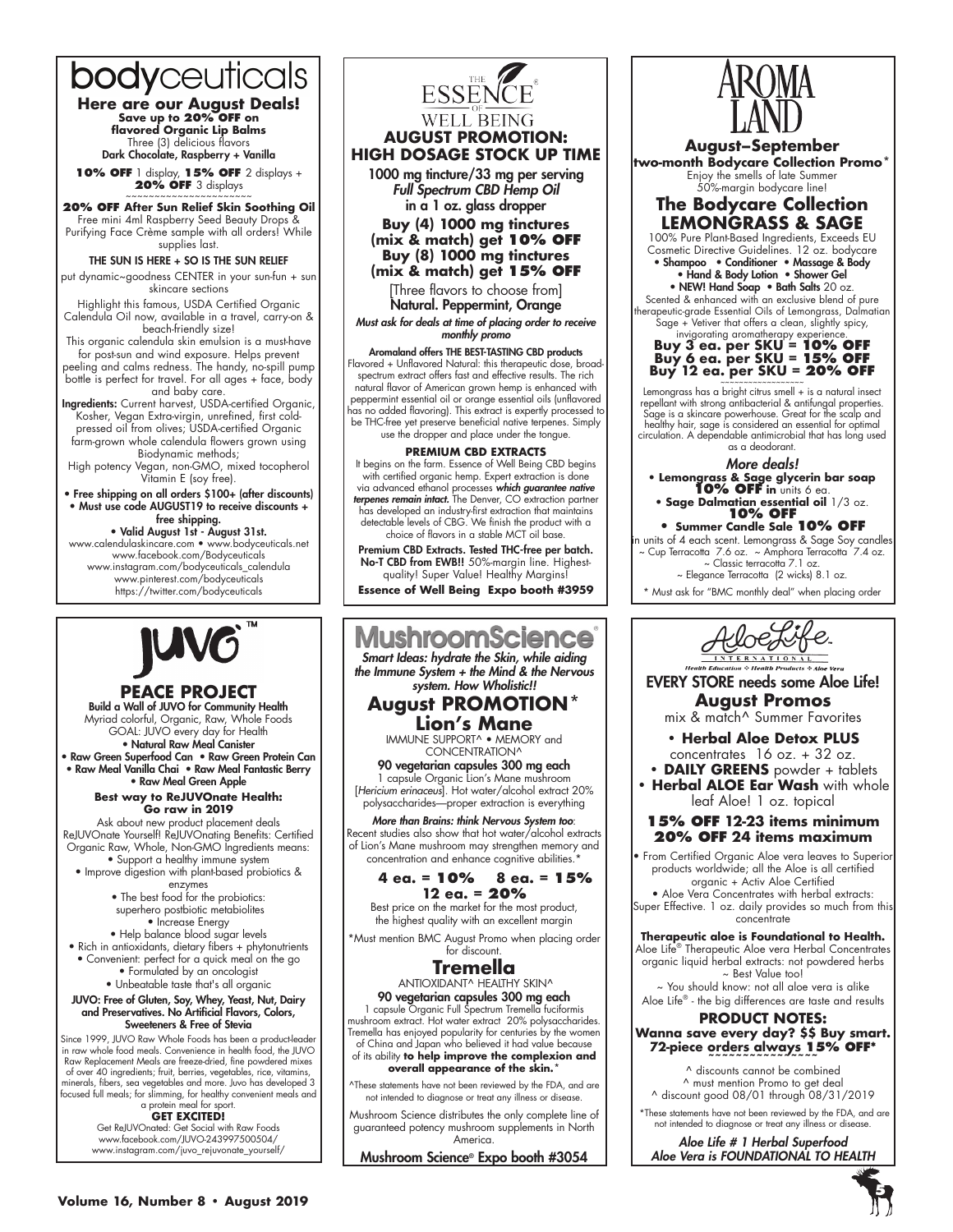# bodyceuticals

**Here are our August Deals!**

**Save up to 20% OFF on flavored Organic Lip Balms**

Three (3) delicious flavors
Dark Chocolate, Raspberry + Vanilla

**10% OFF** 1 display, **15% OFF** 2 displays + **20% OFF** 3 displays

~~~~~~~~~~~~~~~~~~~~~~

**20% OFF After Sun Relief Skin Soothing Oil**

Free mini 4ml Raspberry Seed Beauty Drops & Purifying Face Crème sample with all orders! While supplies last.

THE SUN IS HERE + SO IS THE SUN RELIEF

put dynamic~goodness CENTER in your sun-fun + sun skincare sections

Highlight this famous, USDA Certified Organic Calendula Oil now, available in a travel, carry-on & beach-friendly size!

This organic calendula skin emulsion is a must-have for post-sun and wind exposure. Helps prevent peeling and calms redness. The handy, no-spill pump bottle is perfect for travel. For all ages + face, body and baby care.

**Ingredients:** Current harvest, USDA-certified Organic, Kosher, Vegan Extra-virgin, unrefined, first cold-pressed oil from olives; USDA-certified Organic farm-grown whole calendula flowers grown using Biodynamic methods;
High potency Vegan, non-GMO, mixed tocopherol Vitamin E (soy free).

- Free shipping on all orders $100+ (after discounts)
- Must use code AUGUST19 to receive discounts + free shipping.
- Valid August 1st - August 31st.

www.calendulaskincare.com • www.bodyceuticals.net
www.facebook.com/Bodyceuticals
www.instagram.com/bodyceuticals_calendula
www.pinterest.com/bodyceuticals
https://twitter.com/bodyceuticals

# THE ESSENCE OF WELL BEING

## AUGUST PROMOTION: HIGH DOSAGE STOCK UP TIME

1000 mg tincture/33 mg per serving
*Full Spectrum CBD Hemp Oil*
in a 1 oz. glass dropper

**Buy (4) 1000 mg tinctures (mix & match) get 10% OFF**
**Buy (8) 1000 mg tinctures (mix & match) get 15% OFF**

[Three flavors to choose from]
Natural. Peppermint, Orange

*Must ask for deals at time of placing order to receive monthly promo*

**Aromaland offers THE BEST-TASTING CBD products**

Flavored + Unflavored Natural: this therapeutic dose, broad-spectrum extract offers fast and effective results. The rich natural flavor of American grown hemp is enhanced with peppermint essential oil or orange essential oils (unflavored has no added flavoring). This extract is expertly processed to be THC-free yet preserve beneficial native terpenes. Simply use the dropper and place under the tongue.

**PREMIUM CBD EXTRACTS**

It begins on the farm. Essence of Well Being CBD begins with certified organic hemp. Expert extraction is done via advanced ethanol processes ***which guarantee native terpenes remain intact.*** The Denver, CO extraction partner has developed an industry-first extraction that maintains detectable levels of CBG. We finish the product with a choice of flavors in a stable MCT oil base.

Premium CBD Extracts. Tested THC-free per batch. No-T CBD from EWB!! 50%-margin line. Highest-quality! Super Value! Healthy Margins!

**Essence of Well Being Expo booth #3959**

# AROMA LAND

**August–September two-month Bodycare Collection Promo***

Enjoy the smells of late Summer
50%-margin bodycare line!

## The Bodycare Collection LEMONGRASS & SAGE

100% Pure Plant-Based Ingredients, Exceeds EU Cosmetic Directive Guidelines. 12 oz. bodycare

- Shampoo • Conditioner • Massage & Body
- Hand & Body Lotion • Shower Gel
- NEW! Hand Soap • Bath Salts 20 oz.

Scented & enhanced with an exclusive blend of pure therapeutic-grade Essential Oils of Lemongrass, Dalmatian Sage + Vetiver that offers a clean, slightly spicy, invigorating aromatherapy experience.

**Buy 3 ea. per SKU = 10% OFF**
**Buy 6 ea. per SKU = 15% OFF**
**Buy 12 ea. per SKU = 20% OFF**

~~~~~~~~~~~~~~~~~~

Lemongrass has a bright citrus smell + is a natural insect repellant with strong antibacterial & antifungal properties. Sage is a skincare powerhouse. Great for the scalp and healthy hair, sage is considered an essential for optimal circulation. A dependable antimicrobial that has long used as a deodorant.

*More deals!*

- **Lemongrass & Sage glycerin bar soap 10% OFF** in units 6 ea.
- **Sage Dalmatian essential oil** 1/3 oz. **10% OFF**
- **Summer Candle Sale 10% OFF** in units of 4 each scent. Lemongrass & Sage Soy candles ~ Cup Terracotta 7.6 oz. ~ Amphora Terracotta 7.4 oz. ~ Classic terracotta 7.1 oz. ~ Elegance Terracotta (2 wicks) 8.1 oz.

\* Must ask for "BMC monthly deal" when placing order

# JUVO™

## PEACE PROJECT

**Build a Wall of JUVO for Community Health**
Myriad colorful, Organic, Raw, Whole Foods
GOAL: JUVO every day for Health

- Natural Raw Meal Canister
- Raw Green Superfood Can • Raw Green Protein Can
- Raw Meal Vanilla Chai • Raw Meal Fantastic Berry
- Raw Meal Green Apple

**Best way to ReJUVOnate Health: Go raw in 2019**

Ask about new product placement deals
ReJUVOnate Yourself! ReJUVOnating Benefits: Certified Organic Raw, Whole, Non-GMO Ingredients means:

- Support a healthy immune system
- Improve digestion with plant-based probiotics & enzymes
- The best food for the probiotics: superhero postbiotic metabiolites
- Increase Energy
- Help balance blood sugar levels
- Rich in antioxidants, dietary fibers + phytonutrients
- Convenient: perfect for a quick meal on the go
- Formulated by an oncologist
- Unbeatable taste that's all organic

**JUVO: Free of Gluten, Soy, Whey, Yeast, Nut, Dairy and Preservatives. No Artificial Flavors, Colors, Sweeteners & Free of Stevia**

Since 1999, JUVO Raw Whole Foods has been a product-leader in raw whole food meals. Convenience in health food, the JUVO Raw Replacement Meals are freeze-dried, fine powdered mixes of over 40 ingredients; fruit, berries, vegetables, rice, vitamins, minerals, fibers, sea vegetables and more. Juvo has developed 3 focused full meals; for slimming, for healthy convenient meals and a protein meal for sport.

**GET EXCITED!**

Get ReJUVOnated: Get Social with Raw Foods
www.facebook.com/JUVO-243997500504/
www.instagram.com/juvo_rejuvonate_yourself/

# MushroomScience®

*Smart Ideas: hydrate the Skin, while aiding the Immune System + the Mind & the Nervous system. How Wholistic!!*

## August PROMOTION*

## Lion's Mane

IMMUNE SUPPORT^ • MEMORY and CONCENTRATION^

**90 vegetarian capsules 300 mg each**

1 capsule Organic Lion's Mane mushroom [*Hericium erinaceus*]. Hot water/alcohol extract 20% polysaccharides—proper extraction is everything

*More than Brains: think Nervous System too*: Recent studies also show that hot water/alcohol extracts of Lion's Mane mushroom may strengthen memory and concentration and enhance cognitive abilities.*

**4 ea. = 10% 8 ea. = 15% 12 ea. = 20%**

Best price on the market for the most product, the highest quality with an excellent margin

\*Must mention BMC August Promo when placing order for discount.

## Tremella

ANTIOXIDANT^ HEALTHY SKIN^

**90 vegetarian capsules 300 mg each**

1 capsule Organic Full Spectrum Tremella fuciformis mushroom extract. Hot water extract 20% polysaccharides. Tremella has enjoyed popularity for centuries by the women of China and Japan who believed it had value because of its ability **to help improve the complexion and overall appearance of the skin.***

^These statements have not been reviewed by the FDA, and are not intended to diagnose or treat any illness or disease.

Mushroom Science distributes the only complete line of guaranteed potency mushroom supplements in North America.

**Mushroom Science® Expo booth #3054**

# AloeLife

INTERNATIONAL
Health Education ✧ Health Products ✧ Aloe Vera

EVERY STORE needs some Aloe Life!

**August Promos**

mix & match^ Summer Favorites

- **Herbal Aloe Detox PLUS** concentrates 16 oz. + 32 oz.
- **DAILY GREENS** powder + tablets
- **Herbal ALOE Ear Wash** with whole leaf Aloe! 1 oz. topical

**15% OFF 12-23 items minimum**
**20% OFF 24 items maximum**

- From Certified Organic Aloe vera leaves to Superior products worldwide; all the Aloe is all certified organic + Activ Aloe Certified
- Aloe Vera Concentrates with herbal extracts: Super Effective. 1 oz. daily provides so much from this concentrate

**Therapeutic aloe is Foundational to Health.** Aloe Life® Therapeutic Aloe vera Herbal Concentrates organic liquid herbal extracts: not powdered herbs
~ Best Value too!
~ You should know: not all aloe vera is alike
Aloe Life® - the big differences are taste and results

**PRODUCT NOTES:**
**Wanna save every day? $$ Buy smart. 72-piece orders always 15% OFF***

^ discounts cannot be combined
^ must mention Promo to get deal
^ discount good 08/01 through 08/31/2019

\*These statements have not been reviewed by the FDA, and are not intended to diagnose or treat any illness or disease.

*Aloe Life # 1 Herbal Superfood*
*Aloe Vera is FOUNDATIONAL TO HEALTH*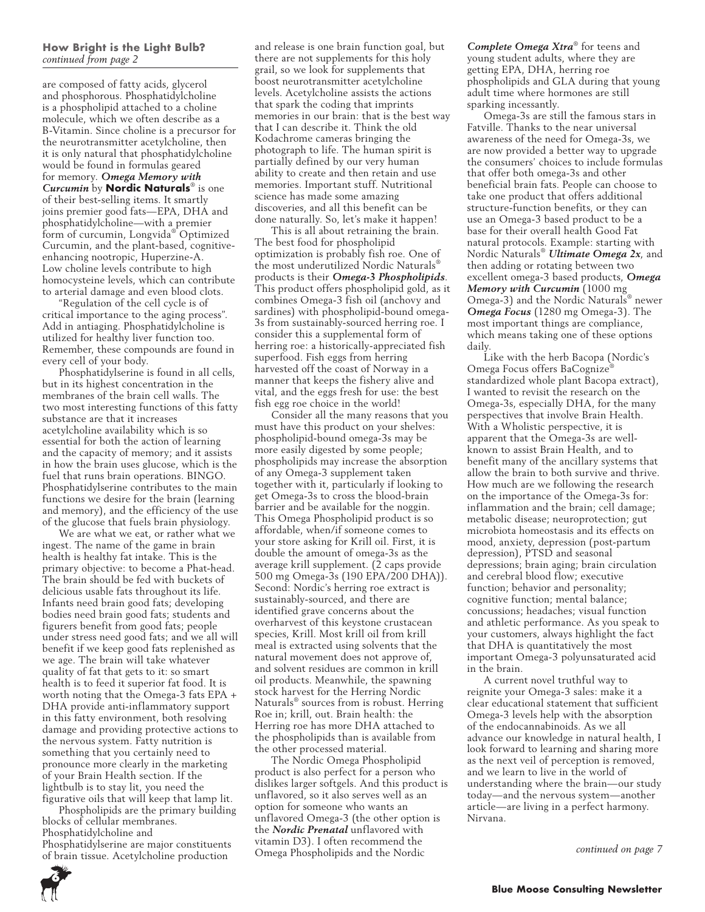**How Bright is the Light Bulb?**
*continued from page 2*

are composed of fatty acids, glycerol and phosphorous. Phosphatidylcholine is a phospholipid attached to a choline molecule, which we often describe as a B-Vitamin. Since choline is a precursor for the neurotransmitter acetylcholine, then it is only natural that phosphatidylcholine would be found in formulas geared for memory. ***Omega Memory with Curcumin*** by **Nordic Naturals**® is one of their best-selling items. It smartly joins premier good fats—EPA, DHA and phosphatidylcholine—with a premier form of curcumin, Longvida® Optimized Curcumin, and the plant-based, cognitive-enhancing nootropic, Huperzine-A. Low choline levels contribute to high homocysteine levels, which can contribute to arterial damage and even blood clots.

"Regulation of the cell cycle is of critical importance to the aging process". Add in antiaging. Phosphatidylcholine is utilized for healthy liver function too. Remember, these compounds are found in every cell of your body.

Phosphatidylserine is found in all cells, but in its highest concentration in the membranes of the brain cell walls. The two most interesting functions of this fatty substance are that it increases acetylcholine availability which is so essential for both the action of learning and the capacity of memory; and it assists in how the brain uses glucose, which is the fuel that runs brain operations. BINGO. Phosphatidylserine contributes to the main functions we desire for the brain (learning and memory), and the efficiency of the use of the glucose that fuels brain physiology.

We are what we eat, or rather what we ingest. The name of the game in brain health is healthy fat intake. This is the primary objective: to become a Phat-head. The brain should be fed with buckets of delicious usable fats throughout its life. Infants need brain good fats; developing bodies need brain good fats; students and figurers benefit from good fats; people under stress need good fats; and we all will benefit if we keep good fats replenished as we age. The brain will take whatever quality of fat that gets to it: so smart health is to feed it superior fat food. It is worth noting that the Omega-3 fats EPA + DHA provide anti-inflammatory support in this fatty environment, both resolving damage and providing protective actions to the nervous system. Fatty nutrition is something that you certainly need to pronounce more clearly in the marketing of your Brain Health section. If the lightbulb is to stay lit, you need the figurative oils that will keep that lamp lit.

Phospholipids are the primary building blocks of cellular membranes. Phosphatidylcholine and Phosphatidylserine are major constituents of brain tissue. Acetylcholine production and release is one brain function goal, but there are not supplements for this holy grail, so we look for supplements that boost neurotransmitter acetylcholine levels. Acetylcholine assists the actions that spark the coding that imprints memories in our brain: that is the best way that I can describe it. Think the old Kodachrome cameras bringing the photograph to life. The human spirit is partially defined by our very human ability to create and then retain and use memories. Important stuff. Nutritional science has made some amazing discoveries, and all this benefit can be done naturally. So, let's make it happen!

This is all about retraining the brain. The best food for phospholipid optimization is probably fish roe. One of the most underutilized Nordic Naturals® products is their ***Omega-3 Phospholipids***. This product offers phospholipid gold, as it combines Omega-3 fish oil (anchovy and sardines) with phospholipid-bound omega-3s from sustainably-sourced herring roe. I consider this a supplemental form of herring roe: a historically-appreciated fish superfood. Fish eggs from herring harvested off the coast of Norway in a manner that keeps the fishery alive and vital, and the eggs fresh for use: the best fish egg roe choice in the world!

Consider all the many reasons that you must have this product on your shelves: phospholipid-bound omega-3s may be more easily digested by some people; phospholipids may increase the absorption of any Omega-3 supplement taken together with it, particularly if looking to get Omega-3s to cross the blood-brain barrier and be available for the noggin. This Omega Phospholipid product is so affordable, when/if someone comes to your store asking for Krill oil. First, it is double the amount of omega-3s as the average krill supplement. (2 caps provide 500 mg Omega-3s (190 EPA/200 DHA)). Second: Nordic's herring roe extract is sustainably-sourced, and there are identified grave concerns about the overharvest of this keystone crustacean species, Krill. Most krill oil from krill meal is extracted using solvents that the natural movement does not approve of, and solvent residues are common in krill oil products. Meanwhile, the spawning stock harvest for the Herring Nordic Naturals® sources from is robust. Herring Roe in; krill, out. Brain health: the Herring roe has more DHA attached to the phospholipids than is available from the other processed material.

The Nordic Omega Phospholipid product is also perfect for a person who dislikes larger softgels. And this product is unflavored, so it also serves well as an option for someone who wants an unflavored Omega-3 (the other option is the ***Nordic Prenatal*** unflavored with vitamin D3). I often recommend the Omega Phospholipids and the Nordic ***Complete Omega Xtra***® for teens and young student adults, where they are getting EPA, DHA, herring roe phospholipids and GLA during that young adult time where hormones are still sparking incessantly.

Omega-3s are still the famous stars in Fatville. Thanks to the near universal awareness of the need for Omega-3s, we are now provided a better way to upgrade the consumers' choices to include formulas that offer both omega-3s and other beneficial brain fats. People can choose to take one product that offers additional structure-function benefits, or they can use an Omega-3 based product to be a base for their overall health Good Fat natural protocols. Example: starting with Nordic Naturals® ***Ultimate Omega 2x***, and then adding or rotating between two excellent omega-3 based products, ***Omega Memory with Curcumin*** (1000 mg Omega-3) and the Nordic Naturals® newer ***Omega Focus*** (1280 mg Omega-3). The most important things are compliance, which means taking one of these options daily.

Like with the herb Bacopa (Nordic's Omega Focus offers BaCognize® standardized whole plant Bacopa extract), I wanted to revisit the research on the Omega-3s, especially DHA, for the many perspectives that involve Brain Health. With a Wholistic perspective, it is apparent that the Omega-3s are well-known to assist Brain Health, and to benefit many of the ancillary systems that allow the brain to both survive and thrive. How much are we following the research on the importance of the Omega-3s for: inflammation and the brain; cell damage; metabolic disease; neuroprotection; gut microbiota homeostasis and its effects on mood, anxiety, depression (post-partum depression), PTSD and seasonal depressions; brain aging; brain circulation and cerebral blood flow; executive function; behavior and personality; cognitive function; mental balance; concussions; headaches; visual function and athletic performance. As you speak to your customers, always highlight the fact that DHA is quantitatively the most important Omega-3 polyunsaturated acid in the brain.

A current novel truthful way to reignite your Omega-3 sales: make it a clear educational statement that sufficient Omega-3 levels help with the absorption of the endocannabinoids. As we all advance our knowledge in natural health, I look forward to learning and sharing more as the next veil of perception is removed, and we learn to live in the world of understanding where the brain—our study today—and the nervous system—another article—are living in a perfect harmony. Nirvana.

*continued on page 7*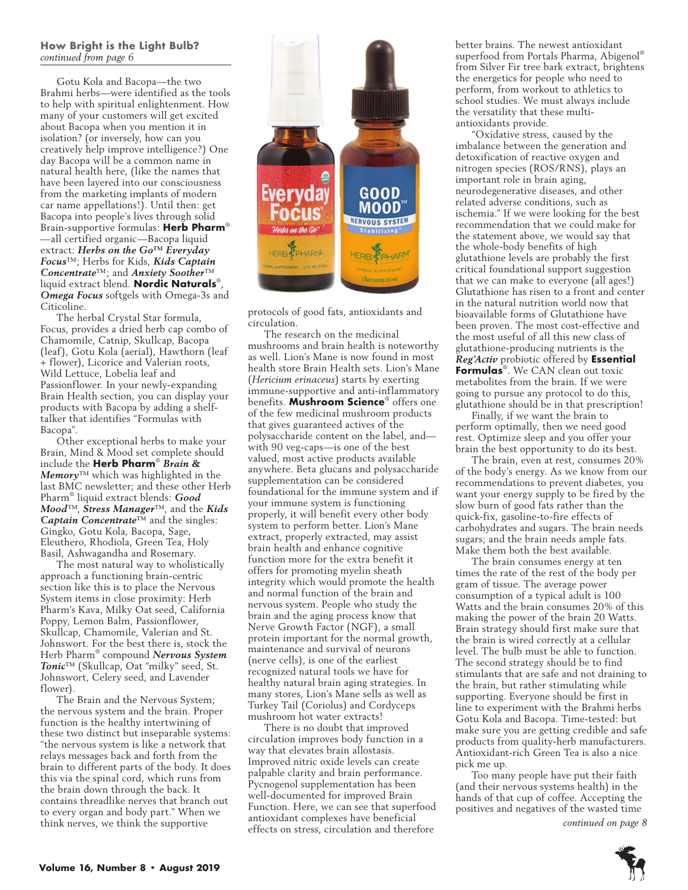### How Bright is the Light Bulb?
*continued from page 6*

Gotu Kola and Bacopa—the two Brahmi herbs—were identified as the tools to help with spiritual enlightenment. How many of your customers will get excited about Bacopa when you mention it in isolation? (or inversely, how can you creatively help improve intelligence?) One day Bacopa will be a common name in natural health here, (like the names that have been layered into our consciousness from the marketing implants of modern car name appellations!). Until then: get Bacopa into people's lives through solid Brain-supportive formulas: **Herb Pharm**® —all certified organic—Bacopa liquid extract: ***Herbs on the Go™ Everyday Focus***™; Herbs for Kids, ***Kids Captain Concentrate***™; and ***Anxiety Soother***™ liquid extract blend. **Nordic Naturals**®, ***Omega Focus*** softgels with Omega-3s and Citicoline.

The herbal Crystal Star formula, Focus, provides a dried herb cap combo of Chamomile, Catnip, Skullcap, Bacopa (leaf), Gotu Kola (aerial), Hawthorn (leaf + flower), Licorice and Valerian roots, Wild Lettuce, Lobelia leaf and Passionflower. In your newly-expanding Brain Health section, you can display your products with Bacopa by adding a shelf-talker that identifies "Formulas with Bacopa".

Other exceptional herbs to make your Brain, Mind & Mood set complete should include the **Herb Pharm**® ***Brain & Memory***™ which was highlighted in the last BMC newsletter; and these other Herb Pharm® liquid extract blends: ***Good Mood***™, ***Stress Manager***™, and the ***Kids Captain Concentrate***™ and the singles: Gingko, Gotu Kola, Bacopa, Sage, Eleuthero, Rhodiola, Green Tea, Holy Basil, Ashwagandha and Rosemary.

The most natural way to wholistically approach a functioning brain-centric section like this is to place the Nervous System items in close proximity: Herb Pharm's Kava, Milky Oat seed, California Poppy, Lemon Balm, Passionflower, Skullcap, Chamomile, Valerian and St. Johnswort. For the best there is, stock the Herb Pharm® compound ***Nervous System Tonic***™ (Skullcap, Oat "milky" seed, St. Johnswort, Celery seed, and Lavender flower).

The Brain and the Nervous System; the nervous system and the brain. Proper function is the healthy intertwining of these two distinct but inseparable systems: "the nervous system is like a network that relays messages back and forth from the brain to different parts of the body. It does this via the spinal cord, which runs from the brain down through the back. It contains threadlike nerves that branch out to every organ and body part." When we think nerves, we think the supportive protocols of good fats, antioxidants and circulation.

The research on the medicinal mushrooms and brain health is noteworthy as well. Lion's Mane is now found in most health store Brain Health sets. Lion's Mane (*Hericium erinaceus*) starts by exerting immune-supportive and anti-inflammatory benefits. **Mushroom Science**® offers one of the few medicinal mushroom products that gives guaranteed actives of the polysaccharide content on the label, and—with 90 veg-caps—is one of the best valued, most active products available anywhere. Beta glucans and polysaccharide supplementation can be considered foundational for the immune system and if your immune system is functioning properly, it will benefit every other body system to perform better. Lion's Mane extract, properly extracted, may assist brain health and enhance cognitive function more for the extra benefit it offers for promoting myelin sheath integrity which would promote the health and normal function of the brain and nervous system. People who study the brain and the aging process know that Nerve Growth Factor (NGF), a small protein important for the normal growth, maintenance and survival of neurons (nerve cells), is one of the earliest recognized natural tools we have for healthy natural brain aging strategies. In many stores, Lion's Mane sells as well as Turkey Tail (Coriolus) and Cordyceps mushroom hot water extracts!

There is no doubt that improved circulation improves body function in a way that elevates brain allostasis. Improved nitric oxide levels can create palpable clarity and brain performance. Pycnogenol supplementation has been well-documented for improved Brain Function. Here, we can see that superfood antioxidant complexes have beneficial effects on stress, circulation and therefore better brains. The newest antioxidant superfood from Portals Pharma, Abigenol® from Silver Fir tree bark extract, brightens the energetics for people who need to perform, from workout to athletics to school studies. We must always include the versatility that these multi-antioxidants provide.

"Oxidative stress, caused by the imbalance between the generation and detoxification of reactive oxygen and nitrogen species (ROS/RNS), plays an important role in brain aging, neurodegenerative diseases, and other related adverse conditions, such as ischemia." If we were looking for the best recommendation that we could make for the statement above, we would say that the whole-body benefits of high glutathione levels are probably the first critical foundational support suggestion that we can make to everyone (all ages!) Glutathione has risen to a front and center in the natural nutrition world now that bioavailable forms of Glutathione have been proven. The most cost-effective and the most useful of all this new class of glutathione-producing nutrients is the ***Reg'Activ*** probiotic offered by **Essential Formulas**®. We CAN clean out toxic metabolites from the brain. If we were going to pursue any protocol to do this, glutathione should be in that prescription!

Finally, if we want the brain to perform optimally, then we need good rest. Optimize sleep and you offer your brain the best opportunity to do its best.

The brain, even at rest, consumes 20% of the body's energy. As we know from our recommendations to prevent diabetes, you want your energy supply to be fired by the slow burn of good fats rather than the quick-fix, gasoline-to-fire effects of carbohydrates and sugars. The brain needs sugars; and the brain needs ample fats. Make them both the best available.

The brain consumes energy at ten times the rate of the rest of the body per gram of tissue. The average power consumption of a typical adult is 100 Watts and the brain consumes 20% of this making the power of the brain 20 Watts. Brain strategy should first make sure that the brain is wired correctly at a cellular level. The bulb must be able to function. The second strategy should be to find stimulants that are safe and not draining to the brain, but rather stimulating while supporting. Everyone should be first in line to experiment with the Brahmi herbs Gotu Kola and Bacopa. Time-tested: but make sure you are getting credible and safe products from quality-herb manufacturers. Antioxidant-rich Green Tea is also a nice pick me up.

Too many people have put their faith (and their nervous systems health) in the hands of that cup of coffee. Accepting the positives and negatives of the wasted time

*continued on page 8*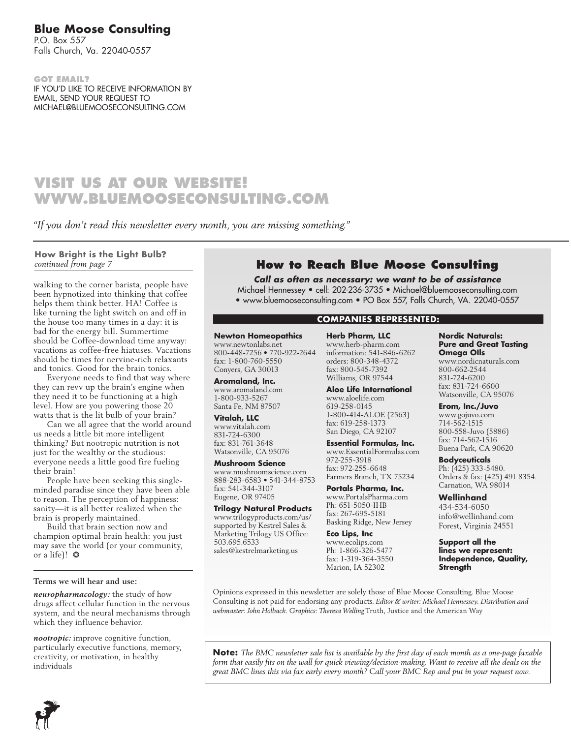**Blue Moose Consulting**
P.O. Box 557
Falls Church, Va. 22040-0557

**GOT EMAIL?**
IF YOU'D LIKE TO RECEIVE INFORMATION BY EMAIL, SEND YOUR REQUEST TO MICHAEL@BLUEMOOSECONSULTING.COM

## VISIT US AT OUR WEBSITE! WWW.BLUEMOOSECONSULTING.COM

*"If you don't read this newsletter every month, you are missing something."*

---

**How Bright is the Light Bulb?**
*continued from page 7*

walking to the corner barista, people have been hypnotized into thinking that coffee helps them think better. HA! Coffee is like turning the light switch on and off in the house too many times in a day: it is bad for the energy bill. Summertime should be Coffee-download time anyway: vacations as coffee-free hiatuses. Vacations should be times for nervine-rich relaxants and tonics. Good for the brain tonics.

Everyone needs to find that way where they can revv up the brain's engine when they need it to be functioning at a high level. How are you powering those 20 watts that is the lit bulb of your brain?

Can we all agree that the world around us needs a little bit more intelligent thinking? But nootropic nutrition is not just for the wealthy or the studious: everyone needs a little good fire fueling their brain!

People have been seeking this single-minded paradise since they have been able to reason. The perception of happiness: sanity—it is all better realized when the brain is properly maintained.

Build that brain section now and champion optimal brain health: you just may save the world (or your community, or a life)! ❂

---

**Terms we will hear and use:**

***neuropharmacology:*** the study of how drugs affect cellular function in the nervous system, and the neural mechanisms through which they influence behavior.

***nootropic:*** improve cognitive function, particularly executive functions, memory, creativity, or motivation, in healthy individuals

## How to Reach Blue Moose Consulting

***Call as often as necessary: we want to be of assistance***
Michael Hennessey • cell: 202-236-3735 • Michael@bluemooseconsulting.com • www.bluemooseconsulting.com • PO Box 557, Falls Church, VA. 22040-0557

### COMPANIES REPRESENTED:

**Newton Homeopathics**
www.newtonlabs.net
800-448-7256 • 770-922-2644
fax: 1-800-760-5550
Conyers, GA 30013

**Aromaland, Inc.**
www.aromaland.com
1-800-933-5267
Santa Fe, NM 87507

**Vitalah, LLC**
www.vitalah.com
831-724-6300
fax: 831-761-3648
Watsonville, CA 95076

**Mushroom Science**
www.mushroomscience.com
888-283-6583 • 541-344-8753
fax: 541-344-3107
Eugene, OR 97405

**Trilogy Natural Products**
www.trilogyproducts.com/us/
supported by Kestrel Sales & Marketing Trilogy US Office:
503.695.6533
sales@kestrelmarketing.us

**Herb Pharm, LLC**
www.herb-pharm.com
information: 541-846-6262
orders: 800-348-4372
fax: 800-545-7392
Williams, OR 97544

**Aloe Life International**
www.aloelife.com
619-258-0145
1-800-414-ALOE (2563)
fax: 619-258-1373
San Diego, CA 92107

**Essential Formulas, Inc.**
www.EssentialFormulas.com
972-255-3918
fax: 972-255-6648
Farmers Branch, TX 75234

**Portals Pharma, Inc.**
www.PortalsPharma.com
Ph: 651-5050-IHB
fax: 267-695-5181
Basking Ridge, New Jersey

**Eco Lips, Inc**
www.ecolips.com
Ph: 1-866-326-5477
fax: 1-319-364-3550
Marion, IA 52302

**Nordic Naturals: Pure and Great Tasting Omega Oils**
www.nordicnaturals.com
800-662-2544
831-724-6200
fax: 831-724-6600
Watsonville, CA 95076

**Erom, Inc./Juvo**
www.gojuvo.com
714-562-1515
800-558-Juvo (5886)
fax: 714-562-1516
Buena Park, CA 90620

**Bodyceuticals**
Ph: (425) 333-5480.
Orders & fax: (425) 491 8354.
Carnation, WA 98014

**Wellinhand**
434-534-6050
info@wellinhand.com
Forest, Virginia 24551

**Support all the lines we represent: Independence, Quality, Strength**

Opinions expressed in this newsletter are solely those of Blue Moose Consulting. Blue Moose Consulting is not paid for endorsing any products. *Editor & writer: Michael Hennessey. Distribution and webmaster: John Holback. Graphics: Theresa Welling* Truth, Justice and the American Way

**Note:** *The BMC newsletter sale list is available by the first day of each month as a one-page faxable form that easily fits on the wall for quick viewing/decision-making. Want to receive all the deals on the great BMC lines this via fax early every month? Call your BMC Rep and put in your request now.*